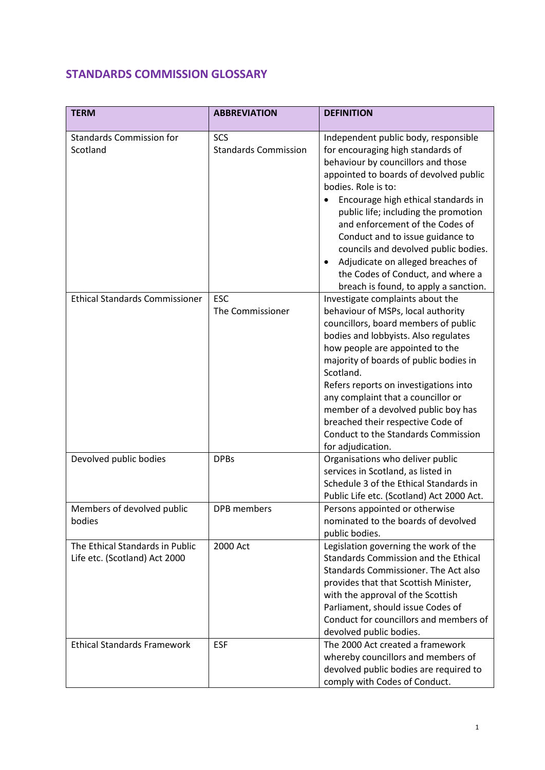## STANDARDS COMMISSION GLOSSARY

| TERM | ABBREVIATION | DEFINITION |
|---|---|---|
| Standards Commission for Scotland | SCS<br>Standards Commission | Independent public body, responsible for encouraging high standards of behaviour by councillors and those appointed to boards of devolved public bodies. Role is to:<br>• Encourage high ethical standards in public life; including the promotion and enforcement of the Codes of Conduct and to issue guidance to councils and devolved public bodies.<br>• Adjudicate on alleged breaches of the Codes of Conduct, and where a breach is found, to apply a sanction. |
| Ethical Standards Commissioner | ESC<br>The Commissioner | Investigate complaints about the behaviour of MSPs, local authority councillors, board members of public bodies and lobbyists. Also regulates how people are appointed to the majority of boards of public bodies in Scotland.<br>Refers reports on investigations into any complaint that a councillor or member of a devolved public boy has breached their respective Code of Conduct to the Standards Commission for adjudication. |
| Devolved public bodies | DPBs | Organisations who deliver public services in Scotland, as listed in Schedule 3 of the Ethical Standards in Public Life etc. (Scotland) Act 2000 Act. |
| Members of devolved public bodies | DPB members | Persons appointed or otherwise nominated to the boards of devolved public bodies. |
| The Ethical Standards in Public Life etc. (Scotland) Act 2000 | 2000 Act | Legislation governing the work of the Standards Commission and the Ethical Standards Commissioner. The Act also provides that that Scottish Minister, with the approval of the Scottish Parliament, should issue Codes of Conduct for councillors and members of devolved public bodies. |
| Ethical Standards Framework | ESF | The 2000 Act created a framework whereby councillors and members of devolved public bodies are required to comply with Codes of Conduct. |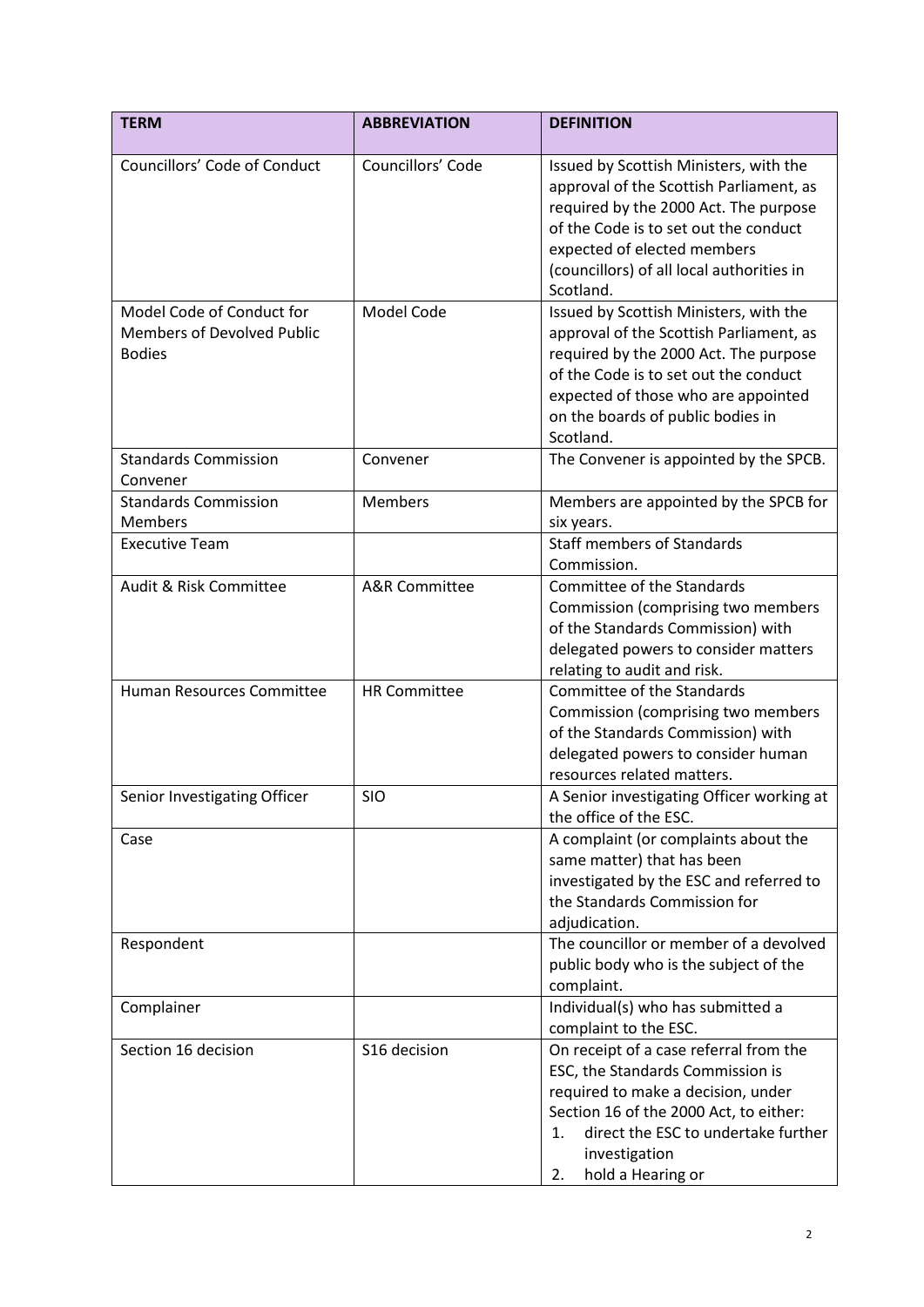| TERM | ABBREVIATION | DEFINITION |
|---|---|---|
| Councillors' Code of Conduct | Councillors' Code | Issued by Scottish Ministers, with the approval of the Scottish Parliament, as required by the 2000 Act. The purpose of the Code is to set out the conduct expected of elected members (councillors) of all local authorities in Scotland. |
| Model Code of Conduct for Members of Devolved Public Bodies | Model Code | Issued by Scottish Ministers, with the approval of the Scottish Parliament, as required by the 2000 Act. The purpose of the Code is to set out the conduct expected of those who are appointed on the boards of public bodies in Scotland. |
| Standards Commission Convener | Convener | The Convener is appointed by the SPCB. |
| Standards Commission Members | Members | Members are appointed by the SPCB for six years. |
| Executive Team | | Staff members of Standards Commission. |
| Audit & Risk Committee | A&R Committee | Committee of the Standards Commission (comprising two members of the Standards Commission) with delegated powers to consider matters relating to audit and risk. |
| Human Resources Committee | HR Committee | Committee of the Standards Commission (comprising two members of the Standards Commission) with delegated powers to consider human resources related matters. |
| Senior Investigating Officer | SIO | A Senior investigating Officer working at the office of the ESC. |
| Case | | A complaint (or complaints about the same matter) that has been investigated by the ESC and referred to the Standards Commission for adjudication. |
| Respondent | | The councillor or member of a devolved public body who is the subject of the complaint. |
| Complainer | | Individual(s) who has submitted a complaint to the ESC. |
| Section 16 decision | S16 decision | On receipt of a case referral from the ESC, the Standards Commission is required to make a decision, under Section 16 of the 2000 Act, to either: 1. direct the ESC to undertake further investigation 2. hold a Hearing or |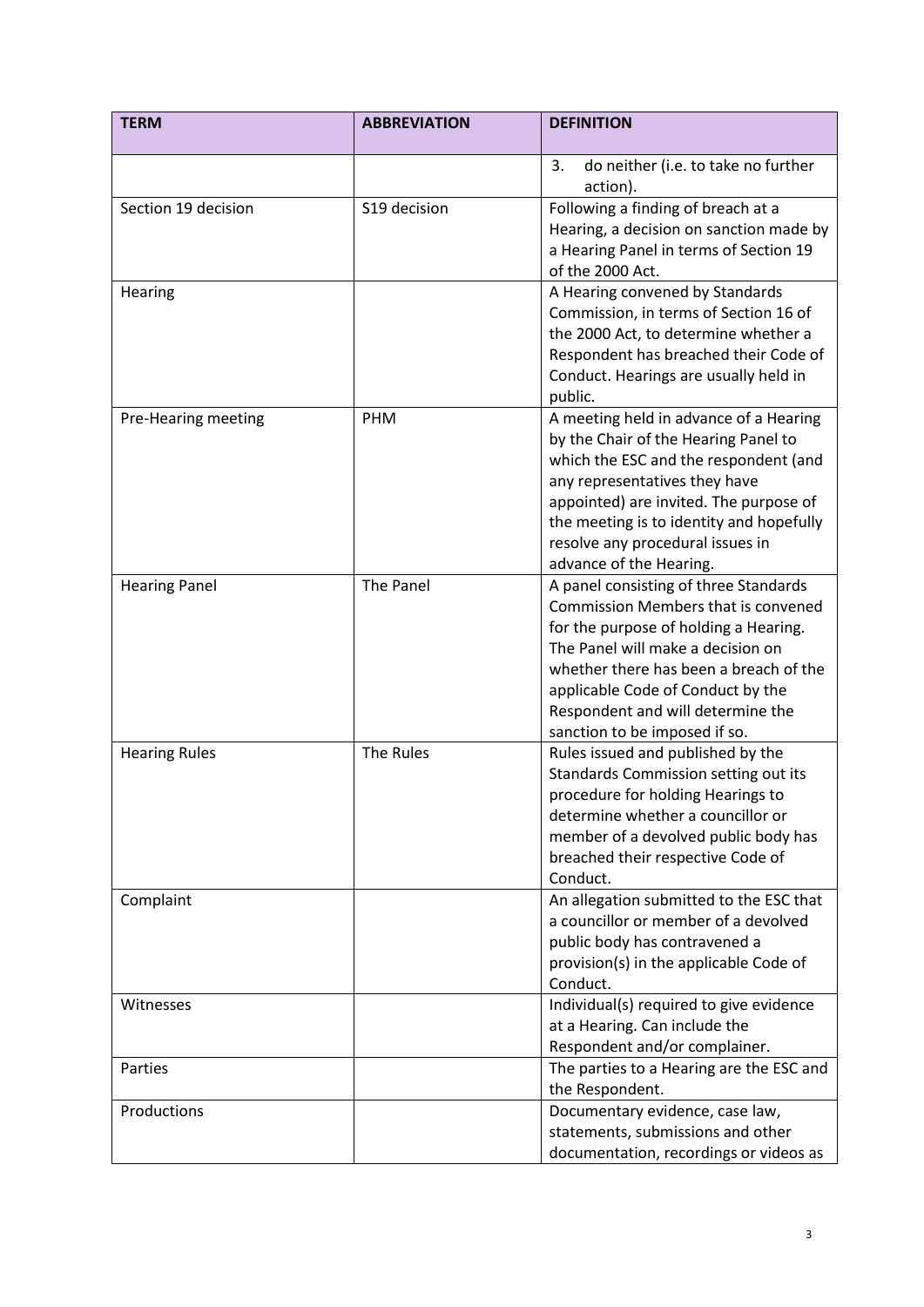| TERM | ABBREVIATION | DEFINITION |
|---|---|---|
| | | 3. do neither (i.e. to take no further action). |
| Section 19 decision | S19 decision | Following a finding of breach at a Hearing, a decision on sanction made by a Hearing Panel in terms of Section 19 of the 2000 Act. |
| Hearing | | A Hearing convened by Standards Commission, in terms of Section 16 of the 2000 Act, to determine whether a Respondent has breached their Code of Conduct. Hearings are usually held in public. |
| Pre-Hearing meeting | PHM | A meeting held in advance of a Hearing by the Chair of the Hearing Panel to which the ESC and the respondent (and any representatives they have appointed) are invited. The purpose of the meeting is to identity and hopefully resolve any procedural issues in advance of the Hearing. |
| Hearing Panel | The Panel | A panel consisting of three Standards Commission Members that is convened for the purpose of holding a Hearing. The Panel will make a decision on whether there has been a breach of the applicable Code of Conduct by the Respondent and will determine the sanction to be imposed if so. |
| Hearing Rules | The Rules | Rules issued and published by the Standards Commission setting out its procedure for holding Hearings to determine whether a councillor or member of a devolved public body has breached their respective Code of Conduct. |
| Complaint | | An allegation submitted to the ESC that a councillor or member of a devolved public body has contravened a provision(s) in the applicable Code of Conduct. |
| Witnesses | | Individual(s) required to give evidence at a Hearing. Can include the Respondent and/or complainer. |
| Parties | | The parties to a Hearing are the ESC and the Respondent. |
| Productions | | Documentary evidence, case law, statements, submissions and other documentation, recordings or videos as |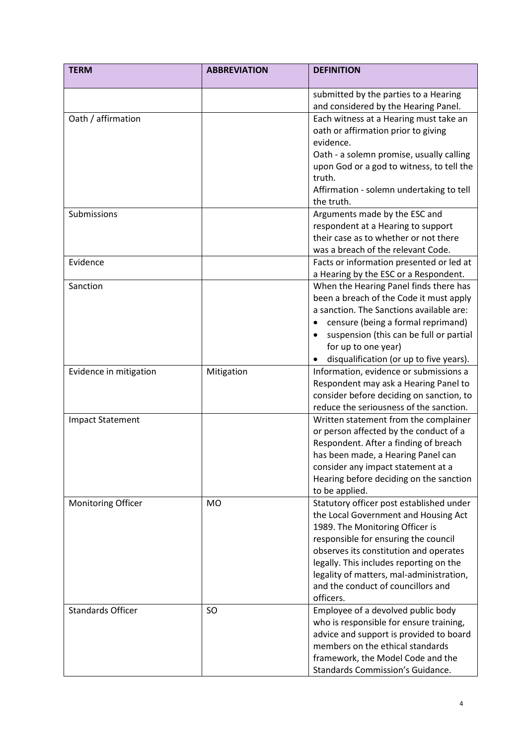| TERM | ABBREVIATION | DEFINITION |
|---|---|---|
| | | submitted by the parties to a Hearing and considered by the Hearing Panel. |
| Oath / affirmation | | Each witness at a Hearing must take an oath or affirmation prior to giving evidence.<br>Oath - a solemn promise, usually calling upon God or a god to witness, to tell the truth.<br>Affirmation - solemn undertaking to tell the truth. |
| Submissions | | Arguments made by the ESC and respondent at a Hearing to support their case as to whether or not there was a breach of the relevant Code. |
| Evidence | | Facts or information presented or led at a Hearing by the ESC or a Respondent. |
| Sanction | | When the Hearing Panel finds there has been a breach of the Code it must apply a sanction. The Sanctions available are:<br>• censure (being a formal reprimand)<br>• suspension (this can be full or partial for up to one year)<br>• disqualification (or up to five years). |
| Evidence in mitigation | Mitigation | Information, evidence or submissions a Respondent may ask a Hearing Panel to consider before deciding on sanction, to reduce the seriousness of the sanction. |
| Impact Statement | | Written statement from the complainer or person affected by the conduct of a Respondent. After a finding of breach has been made, a Hearing Panel can consider any impact statement at a Hearing before deciding on the sanction to be applied. |
| Monitoring Officer | MO | Statutory officer post established under the Local Government and Housing Act 1989. The Monitoring Officer is responsible for ensuring the council observes its constitution and operates legally. This includes reporting on the legality of matters, mal-administration, and the conduct of councillors and officers. |
| Standards Officer | SO | Employee of a devolved public body who is responsible for ensure training, advice and support is provided to board members on the ethical standards framework, the Model Code and the Standards Commission's Guidance. |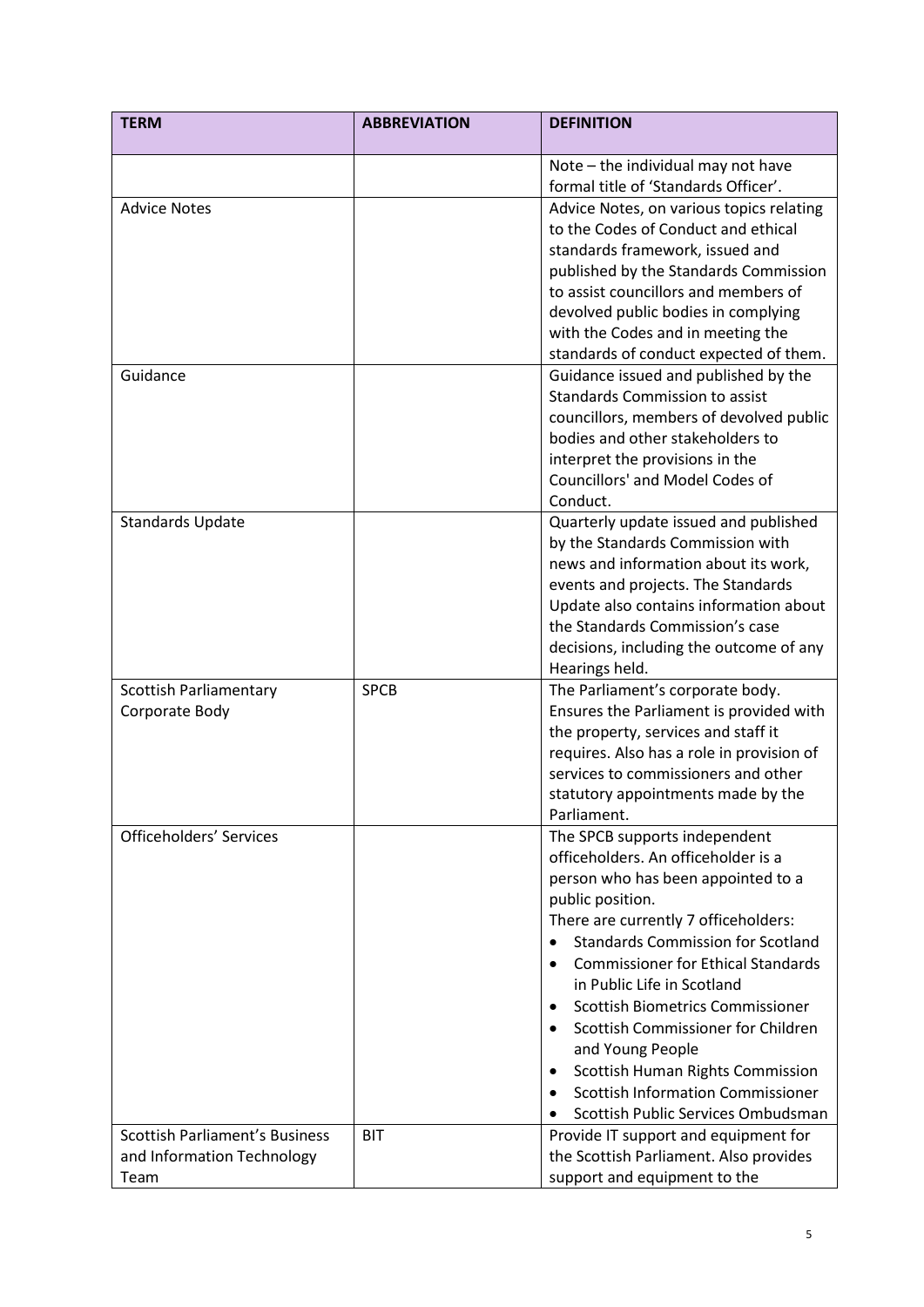| TERM | ABBREVIATION | DEFINITION |
|---|---|---|
| | | Note – the individual may not have formal title of 'Standards Officer'. |
| Advice Notes | | Advice Notes, on various topics relating to the Codes of Conduct and ethical standards framework, issued and published by the Standards Commission to assist councillors and members of devolved public bodies in complying with the Codes and in meeting the standards of conduct expected of them. |
| Guidance | | Guidance issued and published by the Standards Commission to assist councillors, members of devolved public bodies and other stakeholders to interpret the provisions in the Councillors' and Model Codes of Conduct. |
| Standards Update | | Quarterly update issued and published by the Standards Commission with news and information about its work, events and projects. The Standards Update also contains information about the Standards Commission's case decisions, including the outcome of any Hearings held. |
| Scottish Parliamentary Corporate Body | SPCB | The Parliament's corporate body. Ensures the Parliament is provided with the property, services and staff it requires. Also has a role in provision of services to commissioners and other statutory appointments made by the Parliament. |
| Officeholders' Services | | The SPCB supports independent officeholders. An officeholder is a person who has been appointed to a public position.<br>There are currently 7 officeholders:<br>• Standards Commission for Scotland<br>• Commissioner for Ethical Standards in Public Life in Scotland<br>• Scottish Biometrics Commissioner<br>• Scottish Commissioner for Children and Young People<br>• Scottish Human Rights Commission<br>• Scottish Information Commissioner<br>• Scottish Public Services Ombudsman |
| Scottish Parliament's Business and Information Technology Team | BIT | Provide IT support and equipment for the Scottish Parliament. Also provides support and equipment to the |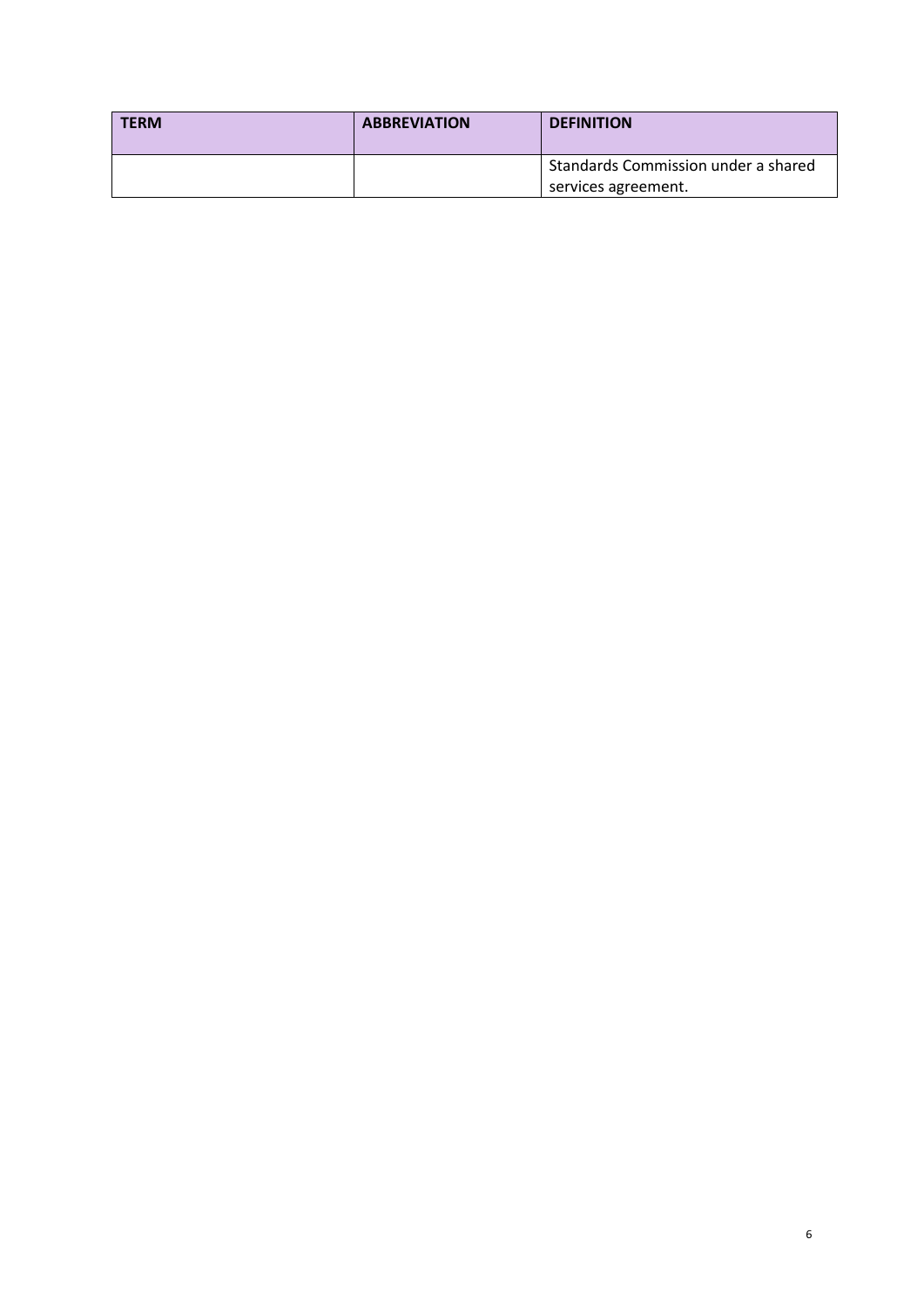| TERM | ABBREVIATION | DEFINITION |
| --- | --- | --- |
| | | Standards Commission under a shared services agreement. |